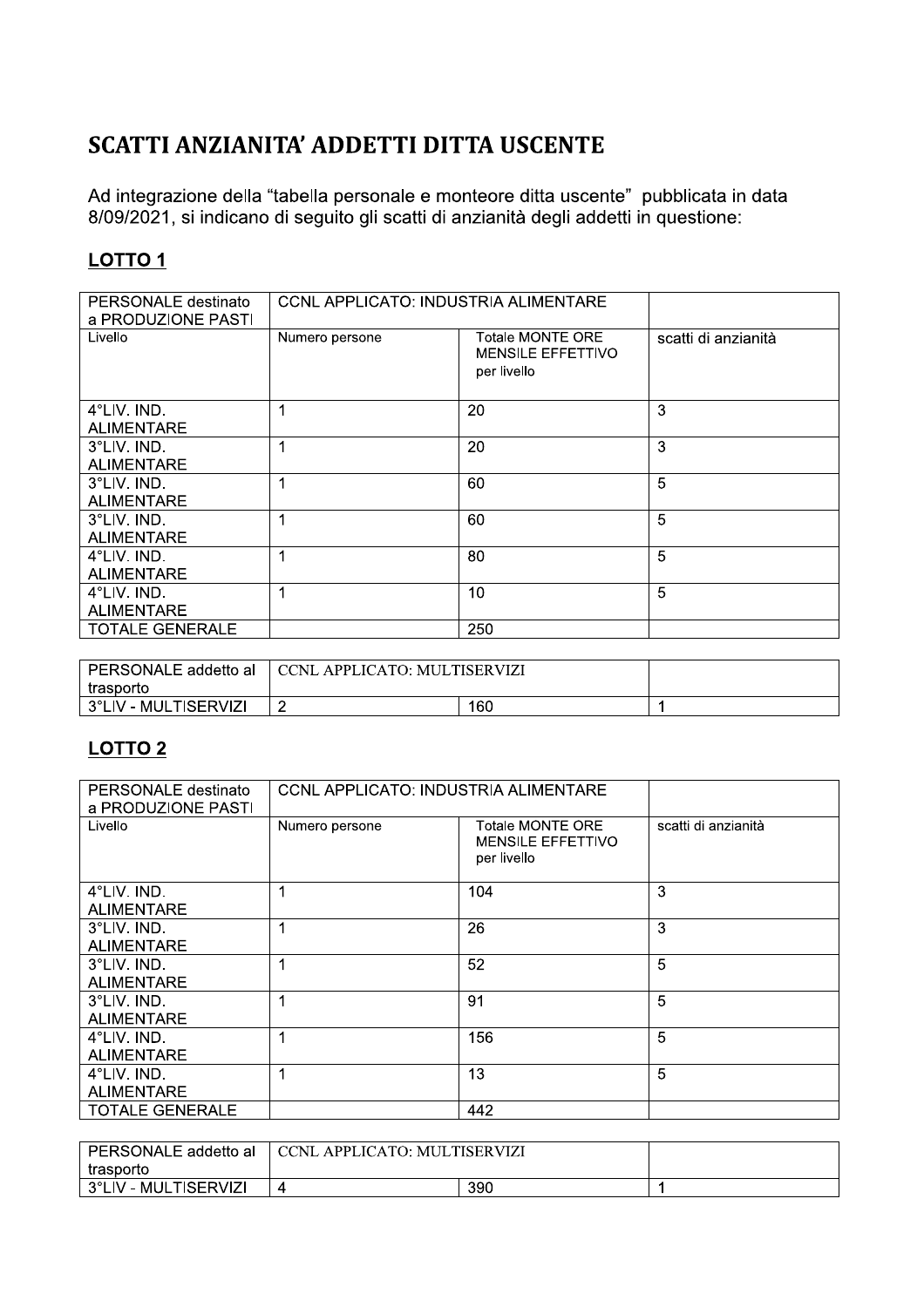# SCATTI ANZIANITA' ADDETTI DITTA USCENTE

Ad integrazione della "tabella personale e monteore ditta uscente" pubblicata in data 8/09/2021, si indicano di seguito gli scatti di anzianità degli addetti in questione:

## LOTTO 1

| PERSONALE destinato a PRODUZIONE PASTI | CCNL APPLICATO: INDUSTRIA ALIMENTARE | | |
|---|---|---|---|
| Livello | Numero persone | Totale MONTE ORE MENSILE EFFETTIVO per livello | scatti di anzianità |
| 4°LIV. IND. ALIMENTARE | 1 | 20 | 3 |
| 3°LIV. IND. ALIMENTARE | 1 | 20 | 3 |
| 3°LIV. IND. ALIMENTARE | 1 | 60 | 5 |
| 3°LIV. IND. ALIMENTARE | 1 | 60 | 5 |
| 4°LIV. IND. ALIMENTARE | 1 | 80 | 5 |
| 4°LIV. IND. ALIMENTARE | 1 | 10 | 5 |
| TOTALE GENERALE | | 250 | |

| PERSONALE addetto al trasporto | CCNL APPLICATO: MULTISERVIZI | | |
|---|---|---|---|
| 3°LIV - MULTISERVIZI | 2 | 160 | 1 |

## LOTTO 2

| PERSONALE destinato a PRODUZIONE PASTI | CCNL APPLICATO: INDUSTRIA ALIMENTARE | | |
|---|---|---|---|
| Livello | Numero persone | Totale MONTE ORE MENSILE EFFETTIVO per livello | scatti di anzianità |
| 4°LIV. IND. ALIMENTARE | 1 | 104 | 3 |
| 3°LIV. IND. ALIMENTARE | 1 | 26 | 3 |
| 3°LIV. IND. ALIMENTARE | 1 | 52 | 5 |
| 3°LIV. IND. ALIMENTARE | 1 | 91 | 5 |
| 4°LIV. IND. ALIMENTARE | 1 | 156 | 5 |
| 4°LIV. IND. ALIMENTARE | 1 | 13 | 5 |
| TOTALE GENERALE | | 442 | |

| PERSONALE addetto al trasporto | CCNL APPLICATO: MULTISERVIZI | | |
|---|---|---|---|
| 3°LIV - MULTISERVIZI | 4 | 390 | 1 |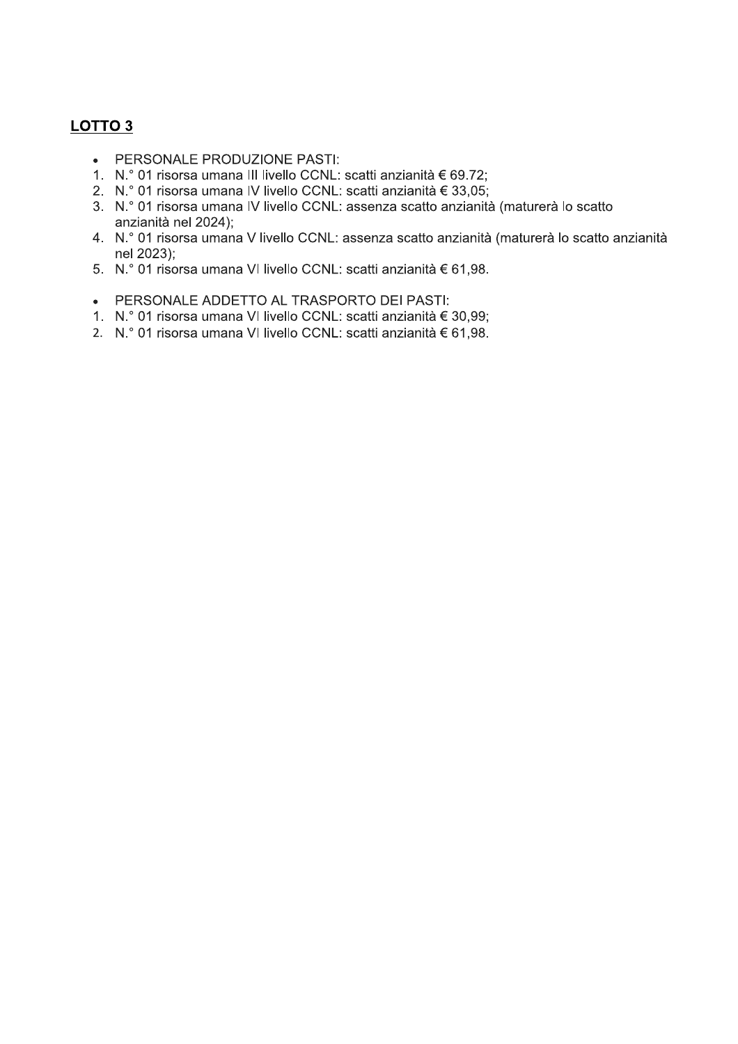## LOTTO 3

- PERSONALE PRODUZIONE PASTI:

1. N.° 01 risorsa umana III livello CCNL: scatti anzianità € 69.72;
2. N.° 01 risorsa umana IV livello CCNL: scatti anzianità € 33,05;
3. N.° 01 risorsa umana IV livello CCNL: assenza scatto anzianità (maturerà lo scatto anzianità nel 2024);
4. N.° 01 risorsa umana V livello CCNL: assenza scatto anzianità (maturerà lo scatto anzianità nel 2023);
5. N.° 01 risorsa umana VI livello CCNL: scatti anzianità € 61,98.

- PERSONALE ADDETTO AL TRASPORTO DEI PASTI:

1. N.° 01 risorsa umana VI livello CCNL: scatti anzianità € 30,99;
2. N.° 01 risorsa umana VI livello CCNL: scatti anzianità € 61,98.